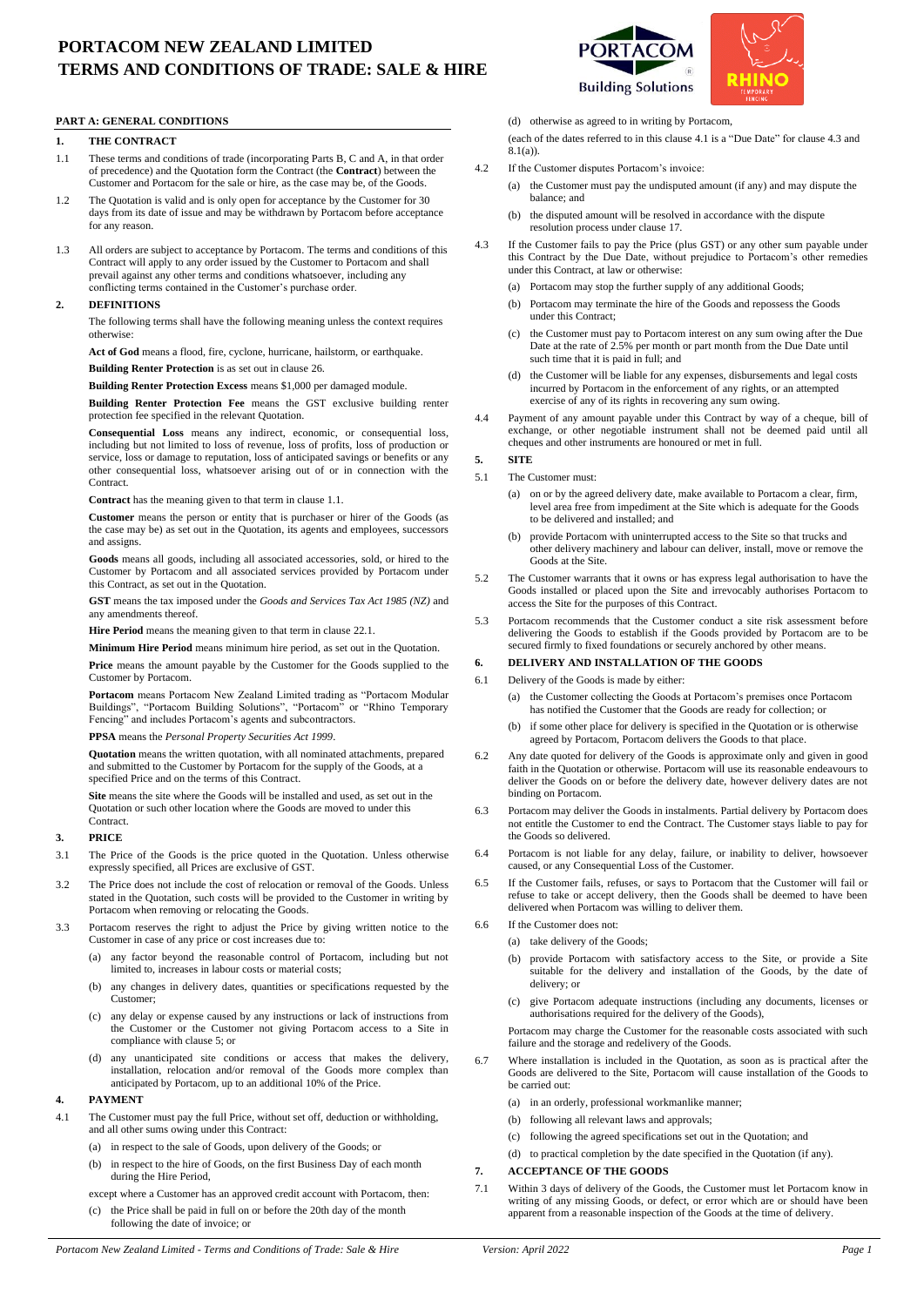# PORTACOM NEW ZEALAND LIMITED
# TERMS AND CONDITIONS OF TRADE: SALE & HIRE

## PART A: GENERAL CONDITIONS

### 1. THE CONTRACT

1.1 These terms and conditions of trade (incorporating Parts B, C and A, in that order of precedence) and the Quotation form the Contract (the **Contract**) between the Customer and Portacom for the sale or hire, as the case may be, of the Goods.

1.2 The Quotation is valid and is only open for acceptance by the Customer for 30 days from its date of issue and may be withdrawn by Portacom before acceptance for any reason.

1.3 All orders are subject to acceptance by Portacom. The terms and conditions of this Contract will apply to any order issued by the Customer to Portacom and shall prevail against any other terms and conditions whatsoever, including any conflicting terms contained in the Customer's purchase order.

### 2. DEFINITIONS

The following terms shall have the following meaning unless the context requires otherwise:

**Act of God** means a flood, fire, cyclone, hurricane, hailstorm, or earthquake.

**Building Renter Protection** is as set out in clause 26.

**Building Renter Protection Excess** means $1,000 per damaged module.

**Building Renter Protection Fee** means the GST exclusive building renter protection fee specified in the relevant Quotation.

**Consequential Loss** means any indirect, economic, or consequential loss, including but not limited to loss of revenue, loss of profits, loss of production or service, loss or damage to reputation, loss of anticipated savings or benefits or any other consequential loss, whatsoever arising out of or in connection with the Contract.

**Contract** has the meaning given to that term in clause 1.1.

**Customer** means the person or entity that is purchaser or hirer of the Goods (as the case may be) as set out in the Quotation, its agents and employees, successors and assigns.

**Goods** means all goods, including all associated accessories, sold, or hired to the Customer by Portacom and all associated services provided by Portacom under this Contract, as set out in the Quotation.

**GST** means the tax imposed under the *Goods and Services Tax Act 1985 (NZ)* and any amendments thereof.

**Hire Period** means the meaning given to that term in clause 22.1.

**Minimum Hire Period** means minimum hire period, as set out in the Quotation.

**Price** means the amount payable by the Customer for the Goods supplied to the Customer by Portacom.

**Portacom** means Portacom New Zealand Limited trading as "Portacom Modular Buildings", "Portacom Building Solutions", "Portacom" or "Rhino Temporary Fencing" and includes Portacom's agents and subcontractors.

**PPSA** means the *Personal Property Securities Act 1999*.

**Quotation** means the written quotation, with all nominated attachments, prepared and submitted to the Customer by Portacom for the supply of the Goods, at a specified Price and on the terms of this Contract.

**Site** means the site where the Goods will be installed and used, as set out in the Quotation or such other location where the Goods are moved to under this Contract.

### 3. PRICE

3.1 The Price of the Goods is the price quoted in the Quotation. Unless otherwise expressly specified, all Prices are exclusive of GST.

3.2 The Price does not include the cost of relocation or removal of the Goods. Unless stated in the Quotation, such costs will be provided to the Customer in writing by Portacom when removing or relocating the Goods.

3.3 Portacom reserves the right to adjust the Price by giving written notice to the Customer in case of any price or cost increases due to:

(a) any factor beyond the reasonable control of Portacom, including but not limited to, increases in labour costs or material costs;

(b) any changes in delivery dates, quantities or specifications requested by the Customer;

(c) any delay or expense caused by any instructions or lack of instructions from the Customer or the Customer not giving Portacom access to a Site in compliance with clause 5; or

(d) any unanticipated site conditions or access that makes the delivery, installation, relocation and/or removal of the Goods more complex than anticipated by Portacom, up to an additional 10% of the Price.

### 4. PAYMENT

4.1 The Customer must pay the full Price, without set off, deduction or withholding, and all other sums owing under this Contract:

(a) in respect to the sale of Goods, upon delivery of the Goods; or

(b) in respect to the hire of Goods, on the first Business Day of each month during the Hire Period,

except where a Customer has an approved credit account with Portacom, then:

(c) the Price shall be paid in full on or before the 20th day of the month following the date of invoice; or

(d) otherwise as agreed to in writing by Portacom,

(each of the dates referred to in this clause 4.1 is a "Due Date" for clause 4.3 and 8.1(a)).

4.2 If the Customer disputes Portacom's invoice:

(a) the Customer must pay the undisputed amount (if any) and may dispute the balance; and

(b) the disputed amount will be resolved in accordance with the dispute resolution process under clause 17.

4.3 If the Customer fails to pay the Price (plus GST) or any other sum payable under this Contract by the Due Date, without prejudice to Portacom's other remedies under this Contract, at law or otherwise:

(a) Portacom may stop the further supply of any additional Goods;

(b) Portacom may terminate the hire of the Goods and repossess the Goods under this Contract;

(c) the Customer must pay to Portacom interest on any sum owing after the Due Date at the rate of 2.5% per month or part month from the Due Date until such time that it is paid in full; and

(d) the Customer will be liable for any expenses, disbursements and legal costs incurred by Portacom in the enforcement of any rights, or an attempted exercise of any of its rights in recovering any sum owing.

4.4 Payment of any amount payable under this Contract by way of a cheque, bill of exchange, or other negotiable instrument shall not be deemed paid until all cheques and other instruments are honoured or met in full.

### 5. SITE

5.1 The Customer must:

(a) on or by the agreed delivery date, make available to Portacom a clear, firm, level area free from impediment at the Site which is adequate for the Goods to be delivered and installed; and

(b) provide Portacom with uninterrupted access to the Site so that trucks and other delivery machinery and labour can deliver, install, move or remove the Goods at the Site.

5.2 The Customer warrants that it owns or has express legal authorisation to have the Goods installed or placed upon the Site and irrevocably authorises Portacom to access the Site for the purposes of this Contract.

5.3 Portacom recommends that the Customer conduct a site risk assessment before delivering the Goods to establish if the Goods provided by Portacom are to be secured firmly to fixed foundations or securely anchored by other means.

### 6. DELIVERY AND INSTALLATION OF THE GOODS

6.1 Delivery of the Goods is made by either:

(a) the Customer collecting the Goods at Portacom's premises once Portacom has notified the Customer that the Goods are ready for collection; or

(b) if some other place for delivery is specified in the Quotation or is otherwise agreed by Portacom, Portacom delivers the Goods to that place.

6.2 Any date quoted for delivery of the Goods is approximate only and given in good faith in the Quotation or otherwise. Portacom will use its reasonable endeavours to deliver the Goods on or before the delivery date, however delivery dates are not binding on Portacom.

6.3 Portacom may deliver the Goods in instalments. Partial delivery by Portacom does not entitle the Customer to end the Contract. The Customer stays liable to pay for the Goods so delivered.

6.4 Portacom is not liable for any delay, failure, or inability to deliver, howsoever caused, or any Consequential Loss of the Customer.

6.5 If the Customer fails, refuses, or says to Portacom that the Customer will fail or refuse to take or accept delivery, then the Goods shall be deemed to have been delivered when Portacom was willing to deliver them.

6.6 If the Customer does not:

(a) take delivery of the Goods;

(b) provide Portacom with satisfactory access to the Site, or provide a Site suitable for the delivery and installation of the Goods, by the date of delivery; or

(c) give Portacom adequate instructions (including any documents, licenses or authorisations required for the delivery of the Goods),

Portacom may charge the Customer for the reasonable costs associated with such failure and the storage and redelivery of the Goods.

6.7 Where installation is included in the Quotation, as soon as is practical after the Goods are delivered to the Site, Portacom will cause installation of the Goods to be carried out:

(a) in an orderly, professional workmanlike manner;

(b) following all relevant laws and approvals;

(c) following the agreed specifications set out in the Quotation; and

(d) to practical completion by the date specified in the Quotation (if any).

### 7. ACCEPTANCE OF THE GOODS

7.1 Within 3 days of delivery of the Goods, the Customer must let Portacom know in writing of any missing Goods, or defect, or error which are or should have been apparent from a reasonable inspection of the Goods at the time of delivery.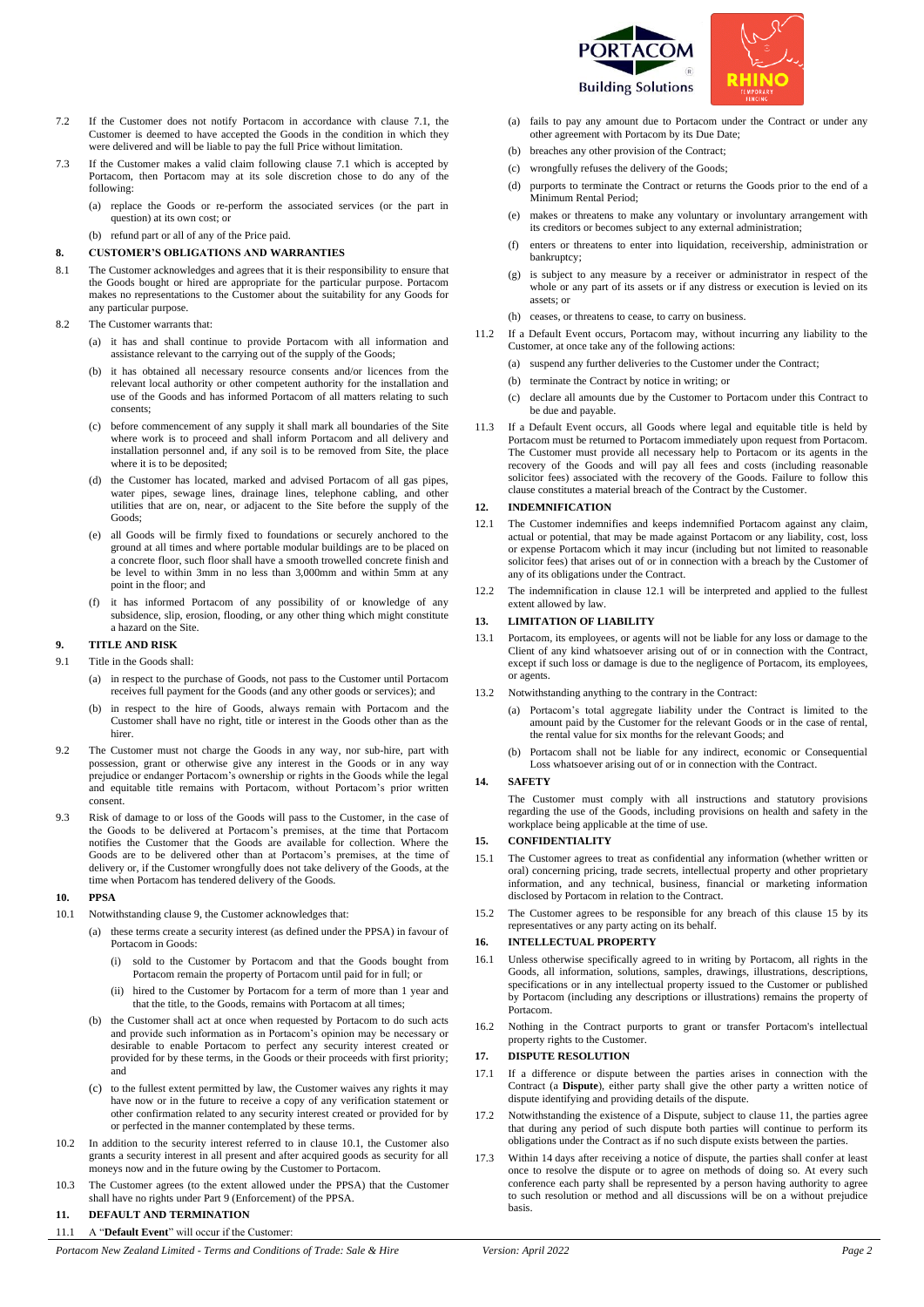7.2 If the Customer does not notify Portacom in accordance with clause 7.1, the Customer is deemed to have accepted the Goods in the condition in which they were delivered and will be liable to pay the full Price without limitation.

7.3 If the Customer makes a valid claim following clause 7.1 which is accepted by Portacom, then Portacom may at its sole discretion chose to do any of the following:

(a) replace the Goods or re-perform the associated services (or the part in question) at its own cost; or

(b) refund part or all of any of the Price paid.

## 8. CUSTOMER'S OBLIGATIONS AND WARRANTIES

8.1 The Customer acknowledges and agrees that it is their responsibility to ensure that the Goods bought or hired are appropriate for the particular purpose. Portacom makes no representations to the Customer about the suitability for any Goods for any particular purpose.

8.2 The Customer warrants that:

(a) it has and shall continue to provide Portacom with all information and assistance relevant to the carrying out of the supply of the Goods;

(b) it has obtained all necessary resource consents and/or licences from the relevant local authority or other competent authority for the installation and use of the Goods and has informed Portacom of all matters relating to such consents;

(c) before commencement of any supply it shall mark all boundaries of the Site where work is to proceed and shall inform Portacom and all delivery and installation personnel and, if any soil is to be removed from Site, the place where it is to be deposited;

(d) the Customer has located, marked and advised Portacom of all gas pipes, water pipes, sewage lines, drainage lines, telephone cabling, and other utilities that are on, near, or adjacent to the Site before the supply of the Goods;

(e) all Goods will be firmly fixed to foundations or securely anchored to the ground at all times and where portable modular buildings are to be placed on a concrete floor, such floor shall have a smooth trowelled concrete finish and be level to within 3mm in no less than 3,000mm and within 5mm at any point in the floor; and

(f) it has informed Portacom of any possibility of or knowledge of any subsidence, slip, erosion, flooding, or any other thing which might constitute a hazard on the Site.

## 9. TITLE AND RISK

9.1 Title in the Goods shall:

(a) in respect to the purchase of Goods, not pass to the Customer until Portacom receives full payment for the Goods (and any other goods or services); and

(b) in respect to the hire of Goods, always remain with Portacom and the Customer shall have no right, title or interest in the Goods other than as the hirer.

9.2 The Customer must not charge the Goods in any way, nor sub-hire, part with possession, grant or otherwise give any interest in the Goods or in any way prejudice or endanger Portacom's ownership or rights in the Goods while the legal and equitable title remains with Portacom, without Portacom's prior written consent.

9.3 Risk of damage to or loss of the Goods will pass to the Customer, in the case of the Goods to be delivered at Portacom's premises, at the time that Portacom notifies the Customer that the Goods are available for collection. Where the Goods are to be delivered other than at Portacom's premises, at the time of delivery or, if the Customer wrongfully does not take delivery of the Goods, at the time when Portacom has tendered delivery of the Goods.

## 10. PPSA

10.1 Notwithstanding clause 9, the Customer acknowledges that:

(a) these terms create a security interest (as defined under the PPSA) in favour of Portacom in Goods:

(i) sold to the Customer by Portacom and that the Goods bought from Portacom remain the property of Portacom until paid for in full; or

(ii) hired to the Customer by Portacom for a term of more than 1 year and that the title, to the Goods, remains with Portacom at all times;

(b) the Customer shall act at once when requested by Portacom to do such acts and provide such information as in Portacom's opinion may be necessary or desirable to enable Portacom to perfect any security interest created or provided for by these terms, in the Goods or their proceeds with first priority; and

(c) to the fullest extent permitted by law, the Customer waives any rights it may have now or in the future to receive a copy of any verification statement or other confirmation related to any security interest created or provided for by or perfected in the manner contemplated by these terms.

10.2 In addition to the security interest referred to in clause 10.1, the Customer also grants a security interest in all present and after acquired goods as security for all moneys now and in the future owing by the Customer to Portacom.

10.3 The Customer agrees (to the extent allowed under the PPSA) that the Customer shall have no rights under Part 9 (Enforcement) of the PPSA.

## 11. DEFAULT AND TERMINATION

11.1 A "**Default Event**" will occur if the Customer:

(a) fails to pay any amount due to Portacom under the Contract or under any other agreement with Portacom by its Due Date;

(b) breaches any other provision of the Contract;

(c) wrongfully refuses the delivery of the Goods;

(d) purports to terminate the Contract or returns the Goods prior to the end of a Minimum Rental Period;

(e) makes or threatens to make any voluntary or involuntary arrangement with its creditors or becomes subject to any external administration;

(f) enters or threatens to enter into liquidation, receivership, administration or bankruptcy;

(g) is subject to any measure by a receiver or administrator in respect of the whole or any part of its assets or if any distress or execution is levied on its assets; or

(h) ceases, or threatens to cease, to carry on business.

11.2 If a Default Event occurs, Portacom may, without incurring any liability to the Customer, at once take any of the following actions:

(a) suspend any further deliveries to the Customer under the Contract;

(b) terminate the Contract by notice in writing; or

(c) declare all amounts due by the Customer to Portacom under this Contract to be due and payable.

11.3 If a Default Event occurs, all Goods where legal and equitable title is held by Portacom must be returned to Portacom immediately upon request from Portacom. The Customer must provide all necessary help to Portacom or its agents in the recovery of the Goods and will pay all fees and costs (including reasonable solicitor fees) associated with the recovery of the Goods. Failure to follow this clause constitutes a material breach of the Contract by the Customer.

## 12. INDEMNIFICATION

12.1 The Customer indemnifies and keeps indemnified Portacom against any claim, actual or potential, that may be made against Portacom or any liability, cost, loss or expense Portacom which it may incur (including but not limited to reasonable solicitor fees) that arises out of or in connection with a breach by the Customer of any of its obligations under the Contract.

12.2 The indemnification in clause 12.1 will be interpreted and applied to the fullest extent allowed by law.

## 13. LIMITATION OF LIABILITY

13.1 Portacom, its employees, or agents will not be liable for any loss or damage to the Client of any kind whatsoever arising out of or in connection with the Contract, except if such loss or damage is due to the negligence of Portacom, its employees, or agents.

13.2 Notwithstanding anything to the contrary in the Contract:

(a) Portacom's total aggregate liability under the Contract is limited to the amount paid by the Customer for the relevant Goods or in the case of rental, the rental value for six months for the relevant Goods; and

(b) Portacom shall not be liable for any indirect, economic or Consequential Loss whatsoever arising out of or in connection with the Contract.

## 14. SAFETY

The Customer must comply with all instructions and statutory provisions regarding the use of the Goods, including provisions on health and safety in the workplace being applicable at the time of use.

## 15. CONFIDENTIALITY

15.1 The Customer agrees to treat as confidential any information (whether written or oral) concerning pricing, trade secrets, intellectual property and other proprietary information, and any technical, business, financial or marketing information disclosed by Portacom in relation to the Contract.

15.2 The Customer agrees to be responsible for any breach of this clause 15 by its representatives or any party acting on its behalf.

## 16. INTELLECTUAL PROPERTY

16.1 Unless otherwise specifically agreed to in writing by Portacom, all rights in the Goods, all information, solutions, samples, drawings, illustrations, descriptions, specifications or in any intellectual property issued to the Customer or published by Portacom (including any descriptions or illustrations) remains the property of Portacom.

16.2 Nothing in the Contract purports to grant or transfer Portacom's intellectual property rights to the Customer.

## 17. DISPUTE RESOLUTION

17.1 If a difference or dispute between the parties arises in connection with the Contract (a **Dispute**), either party shall give the other party a written notice of dispute identifying and providing details of the dispute.

17.2 Notwithstanding the existence of a Dispute, subject to clause 11, the parties agree that during any period of such dispute both parties will continue to perform its obligations under the Contract as if no such dispute exists between the parties.

17.3 Within 14 days after receiving a notice of dispute, the parties shall confer at least once to resolve the dispute or to agree on methods of doing so. At every such conference each party shall be represented by a person having authority to agree to such resolution or method and all discussions will be on a without prejudice basis.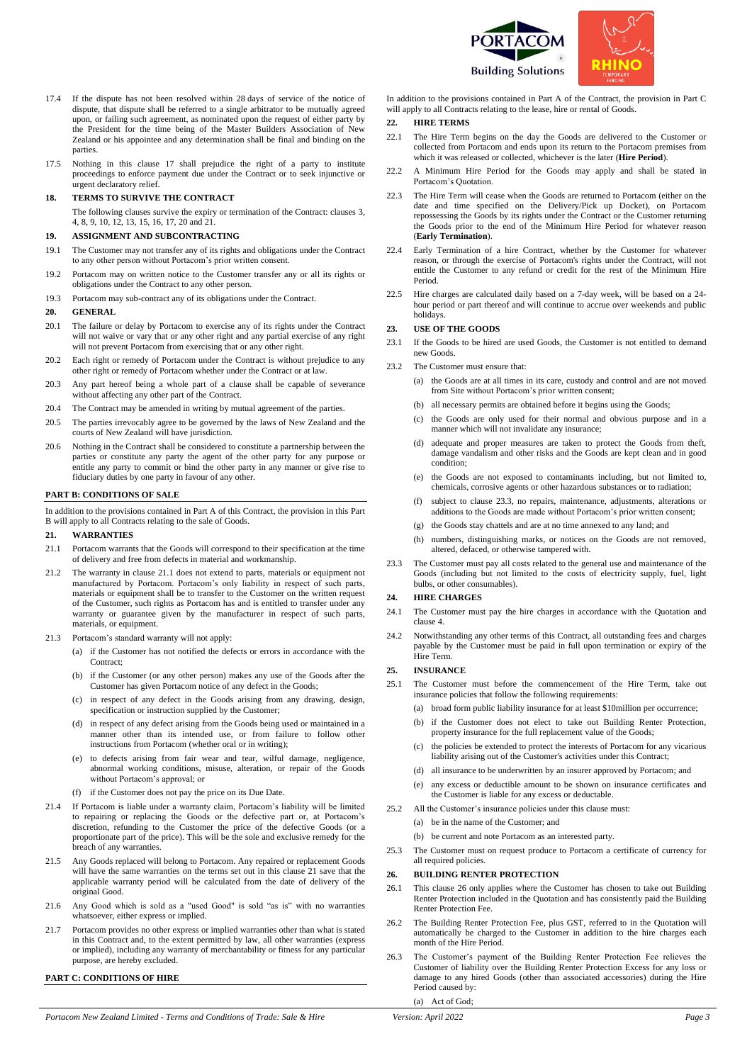17.4 If the dispute has not been resolved within 28 days of service of the notice of dispute, that dispute shall be referred to a single arbitrator to be mutually agreed upon, or failing such agreement, as nominated upon the request of either party by the President for the time being of the Master Builders Association of New Zealand or his appointee and any determination shall be final and binding on the parties.

17.5 Nothing in this clause 17 shall prejudice the right of a party to institute proceedings to enforce payment due under the Contract or to seek injunctive or urgent declaratory relief.

### 18. TERMS TO SURVIVE THE CONTRACT

The following clauses survive the expiry or termination of the Contract: clauses 3, 4, 8, 9, 10, 12, 13, 15, 16, 17, 20 and 21.

### 19. ASSIGNMENT AND SUBCONTRACTING

19.1 The Customer may not transfer any of its rights and obligations under the Contract to any other person without Portacom's prior written consent.

19.2 Portacom may on written notice to the Customer transfer any or all its rights or obligations under the Contract to any other person.

19.3 Portacom may sub-contract any of its obligations under the Contract.

### 20. GENERAL

20.1 The failure or delay by Portacom to exercise any of its rights under the Contract will not waive or vary that or any other right and any partial exercise of any right will not prevent Portacom from exercising that or any other right.

20.2 Each right or remedy of Portacom under the Contract is without prejudice to any other right or remedy of Portacom whether under the Contract or at law.

20.3 Any part hereof being a whole part of a clause shall be capable of severance without affecting any other part of the Contract.

20.4 The Contract may be amended in writing by mutual agreement of the parties.

20.5 The parties irrevocably agree to be governed by the laws of New Zealand and the courts of New Zealand will have jurisdiction.

20.6 Nothing in the Contract shall be considered to constitute a partnership between the parties or constitute any party the agent of the other party for any purpose or entitle any party to commit or bind the other party in any manner or give rise to fiduciary duties by one party in favour of any other.

## PART B: CONDITIONS OF SALE

In addition to the provisions contained in Part A of this Contract, the provision in this Part B will apply to all Contracts relating to the sale of Goods.

### 21. WARRANTIES

21.1 Portacom warrants that the Goods will correspond to their specification at the time of delivery and free from defects in material and workmanship.

21.2 The warranty in clause 21.1 does not extend to parts, materials or equipment not manufactured by Portacom. Portacom's only liability in respect of such parts, materials or equipment shall be to transfer to the Customer on the written request of the Customer, such rights as Portacom has and is entitled to transfer under any warranty or guarantee given by the manufacturer in respect of such parts, materials, or equipment.

21.3 Portacom's standard warranty will not apply:

(a) if the Customer has not notified the defects or errors in accordance with the Contract;

(b) if the Customer (or any other person) makes any use of the Goods after the Customer has given Portacom notice of any defect in the Goods;

(c) in respect of any defect in the Goods arising from any drawing, design, specification or instruction supplied by the Customer;

(d) in respect of any defect arising from the Goods being used or maintained in a manner other than its intended use, or from failure to follow other instructions from Portacom (whether oral or in writing);

(e) to defects arising from fair wear and tear, wilful damage, negligence, abnormal working conditions, misuse, alteration, or repair of the Goods without Portacom's approval; or

(f) if the Customer does not pay the price on its Due Date.

21.4 If Portacom is liable under a warranty claim, Portacom's liability will be limited to repairing or replacing the Goods or the defective part or, at Portacom's discretion, refunding to the Customer the price of the defective Goods (or a proportionate part of the price). This will be the sole and exclusive remedy for the breach of any warranties.

21.5 Any Goods replaced will belong to Portacom. Any repaired or replacement Goods will have the same warranties on the terms set out in this clause 21 save that the applicable warranty period will be calculated from the date of delivery of the original Good.

21.6 Any Good which is sold as a "used Good" is sold "as is" with no warranties whatsoever, either express or implied.

21.7 Portacom provides no other express or implied warranties other than what is stated in this Contract and, to the extent permitted by law, all other warranties (express or implied), including any warranty of merchantability or fitness for any particular purpose, are hereby excluded.

## PART C: CONDITIONS OF HIRE

In addition to the provisions contained in Part A of the Contract, the provision in Part C will apply to all Contracts relating to the lease, hire or rental of Goods.

### 22. HIRE TERMS

22.1 The Hire Term begins on the day the Goods are delivered to the Customer or collected from Portacom and ends upon its return to the Portacom premises from which it was released or collected, whichever is the later (**Hire Period**).

22.2 A Minimum Hire Period for the Goods may apply and shall be stated in Portacom's Quotation.

22.3 The Hire Term will cease when the Goods are returned to Portacom (either on the date and time specified on the Delivery/Pick up Docket), on Portacom repossessing the Goods by its rights under the Contract or the Customer returning the Goods prior to the end of the Minimum Hire Period for whatever reason (**Early Termination**).

22.4 Early Termination of a hire Contract, whether by the Customer for whatever reason, or through the exercise of Portacom's rights under the Contract, will not entitle the Customer to any refund or credit for the rest of the Minimum Hire Period.

22.5 Hire charges are calculated daily based on a 7-day week, will be based on a 24-hour period or part thereof and will continue to accrue over weekends and public holidays.

### 23. USE OF THE GOODS

23.1 If the Goods to be hired are used Goods, the Customer is not entitled to demand new Goods.

23.2 The Customer must ensure that:

(a) the Goods are at all times in its care, custody and control and are not moved from Site without Portacom's prior written consent;

(b) all necessary permits are obtained before it begins using the Goods;

(c) the Goods are only used for their normal and obvious purpose and in a manner which will not invalidate any insurance;

(d) adequate and proper measures are taken to protect the Goods from theft, damage vandalism and other risks and the Goods are kept clean and in good condition;

(e) the Goods are not exposed to contaminants including, but not limited to, chemicals, corrosive agents or other hazardous substances or to radiation;

(f) subject to clause 23.3, no repairs, maintenance, adjustments, alterations or additions to the Goods are made without Portacom's prior written consent;

(g) the Goods stay chattels and are at no time annexed to any land; and

(h) numbers, distinguishing marks, or notices on the Goods are not removed, altered, defaced, or otherwise tampered with.

23.3 The Customer must pay all costs related to the general use and maintenance of the Goods (including but not limited to the costs of electricity supply, fuel, light bulbs, or other consumables).

### 24. HIRE CHARGES

24.1 The Customer must pay the hire charges in accordance with the Quotation and clause 4.

24.2 Notwithstanding any other terms of this Contract, all outstanding fees and charges payable by the Customer must be paid in full upon termination or expiry of the Hire Term.

### 25. INSURANCE

25.1 The Customer must before the commencement of the Hire Term, take out insurance policies that follow the following requirements:

(a) broad form public liability insurance for at least $10million per occurrence;

(b) if the Customer does not elect to take out Building Renter Protection, property insurance for the full replacement value of the Goods;

(c) the policies be extended to protect the interests of Portacom for any vicarious liability arising out of the Customer's activities under this Contract;

(d) all insurance to be underwritten by an insurer approved by Portacom; and

(e) any excess or deductible amount to be shown on insurance certificates and the Customer is liable for any excess or deductable.

25.2 All the Customer's insurance policies under this clause must:

(a) be in the name of the Customer; and

(b) be current and note Portacom as an interested party.

25.3 The Customer must on request produce to Portacom a certificate of currency for all required policies.

### 26. BUILDING RENTER PROTECTION

26.1 This clause 26 only applies where the Customer has chosen to take out Building Renter Protection included in the Quotation and has consistently paid the Building Renter Protection Fee.

26.2 The Building Renter Protection Fee, plus GST, referred to in the Quotation will automatically be charged to the Customer in addition to the hire charges each month of the Hire Period.

26.3 The Customer's payment of the Building Renter Protection Fee relieves the Customer of liability over the Building Renter Protection Excess for any loss or damage to any hired Goods (other than associated accessories) during the Hire Period caused by:

(a) Act of God;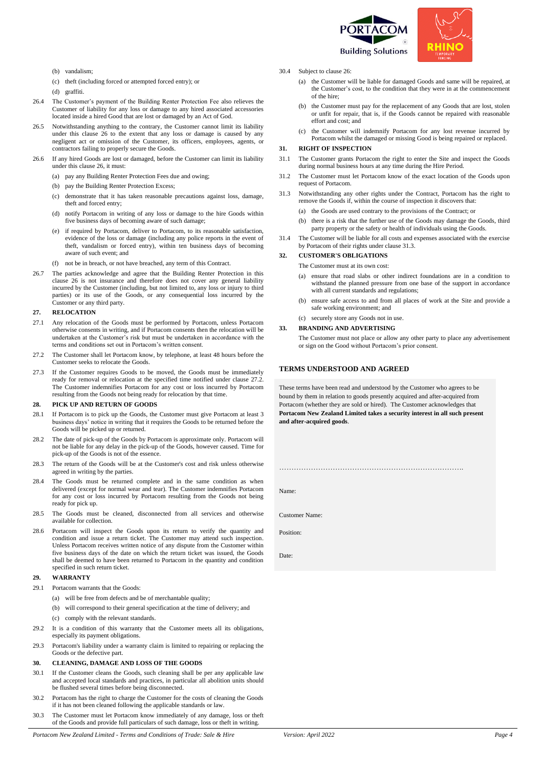(b) vandalism;

(c) theft (including forced or attempted forced entry); or

(d) graffiti.

26.4 The Customer's payment of the Building Renter Protection Fee also relieves the Customer of liability for any loss or damage to any hired associated accessories located inside a hired Good that are lost or damaged by an Act of God.

26.5 Notwithstanding anything to the contrary, the Customer cannot limit its liability under this clause 26 to the extent that any loss or damage is caused by any negligent act or omission of the Customer, its officers, employees, agents, or contractors failing to properly secure the Goods.

26.6 If any hired Goods are lost or damaged, before the Customer can limit its liability under this clause 26, it must:

(a) pay any Building Renter Protection Fees due and owing;

(b) pay the Building Renter Protection Excess;

(c) demonstrate that it has taken reasonable precautions against loss, damage, theft and forced entry;

(d) notify Portacom in writing of any loss or damage to the hire Goods within five business days of becoming aware of such damage;

(e) if required by Portacom, deliver to Portacom, to its reasonable satisfaction, evidence of the loss or damage (including any police reports in the event of theft, vandalism or forced entry), within ten business days of becoming aware of such event; and

(f) not be in breach, or not have breached, any term of this Contract.

26.7 The parties acknowledge and agree that the Building Renter Protection in this clause 26 is not insurance and therefore does not cover any general liability incurred by the Customer (including, but not limited to, any loss or injury to third parties) or its use of the Goods, or any consequential loss incurred by the Customer or any third party.

## 27. RELOCATION

27.1 Any relocation of the Goods must be performed by Portacom, unless Portacom otherwise consents in writing, and if Portacom consents then the relocation will be undertaken at the Customer's risk but must be undertaken in accordance with the terms and conditions set out in Portacom's written consent.

27.2 The Customer shall let Portacom know, by telephone, at least 48 hours before the Customer seeks to relocate the Goods.

27.3 If the Customer requires Goods to be moved, the Goods must be immediately ready for removal or relocation at the specified time notified under clause 27.2. The Customer indemnifies Portacom for any cost or loss incurred by Portacom resulting from the Goods not being ready for relocation by that time.

## 28. PICK UP AND RETURN OF GOODS

28.1 If Portacom is to pick up the Goods, the Customer must give Portacom at least 3 business days' notice in writing that it requires the Goods to be returned before the Goods will be picked up or returned.

28.2 The date of pick-up of the Goods by Portacom is approximate only. Portacom will not be liable for any delay in the pick-up of the Goods, however caused. Time for pick-up of the Goods is not of the essence.

28.3 The return of the Goods will be at the Customer's cost and risk unless otherwise agreed in writing by the parties.

28.4 The Goods must be returned complete and in the same condition as when delivered (except for normal wear and tear). The Customer indemnifies Portacom for any cost or loss incurred by Portacom resulting from the Goods not being ready for pick up.

28.5 The Goods must be cleaned, disconnected from all services and otherwise available for collection.

28.6 Portacom will inspect the Goods upon its return to verify the quantity and condition and issue a return ticket. The Customer may attend such inspection. Unless Portacom receives written notice of any dispute from the Customer within five business days of the date on which the return ticket was issued, the Goods shall be deemed to have been returned to Portacom in the quantity and condition specified in such return ticket.

## 29. WARRANTY

29.1 Portacom warrants that the Goods:

(a) will be free from defects and be of merchantable quality;

(b) will correspond to their general specification at the time of delivery; and

(c) comply with the relevant standards.

29.2 It is a condition of this warranty that the Customer meets all its obligations, especially its payment obligations.

29.3 Portacom's liability under a warranty claim is limited to repairing or replacing the Goods or the defective part.

## 30. CLEANING, DAMAGE AND LOSS OF THE GOODS

30.1 If the Customer cleans the Goods, such cleaning shall be per any applicable law and accepted local standards and practices, in particular all abolition units should be flushed several times before being disconnected.

30.2 Portacom has the right to charge the Customer for the costs of cleaning the Goods if it has not been cleaned following the applicable standards or law.

30.3 The Customer must let Portacom know immediately of any damage, loss or theft of the Goods and provide full particulars of such damage, loss or theft in writing.

30.4 Subject to clause 26:

(a) the Customer will be liable for damaged Goods and same will be repaired, at the Customer's cost, to the condition that they were in at the commencement of the hire;

(b) the Customer must pay for the replacement of any Goods that are lost, stolen or unfit for repair, that is, if the Goods cannot be repaired with reasonable effort and cost; and

(c) the Customer will indemnify Portacom for any lost revenue incurred by Portacom whilst the damaged or missing Good is being repaired or replaced.

## 31. RIGHT OF INSPECTION

31.1 The Customer grants Portacom the right to enter the Site and inspect the Goods during normal business hours at any time during the Hire Period.

31.2 The Customer must let Portacom know of the exact location of the Goods upon request of Portacom.

31.3 Notwithstanding any other rights under the Contract, Portacom has the right to remove the Goods if, within the course of inspection it discovers that:

(a) the Goods are used contrary to the provisions of the Contract; or

(b) there is a risk that the further use of the Goods may damage the Goods, third party property or the safety or health of individuals using the Goods.

31.4 The Customer will be liable for all costs and expenses associated with the exercise by Portacom of their rights under clause 31.3.

## 32. CUSTOMER'S OBLIGATIONS

The Customer must at its own cost:

(a) ensure that road slabs or other indirect foundations are in a condition to withstand the planned pressure from one base of the support in accordance with all current standards and regulations;

(b) ensure safe access to and from all places of work at the Site and provide a safe working environment; and

(c) securely store any Goods not in use.

## 33. BRANDING AND ADVERTISING

The Customer must not place or allow any other party to place any advertisement or sign on the Good without Portacom's prior consent.

## TERMS UNDERSTOOD AND AGREED

These terms have been read and understood by the Customer who agrees to be bound by them in relation to goods presently acquired and after-acquired from Portacom (whether they are sold or hired). The Customer acknowledges that **Portacom New Zealand Limited takes a security interest in all such present and after-acquired goods**.

…………………………………………………………………….

Name:

Customer Name:

Position:

Date: